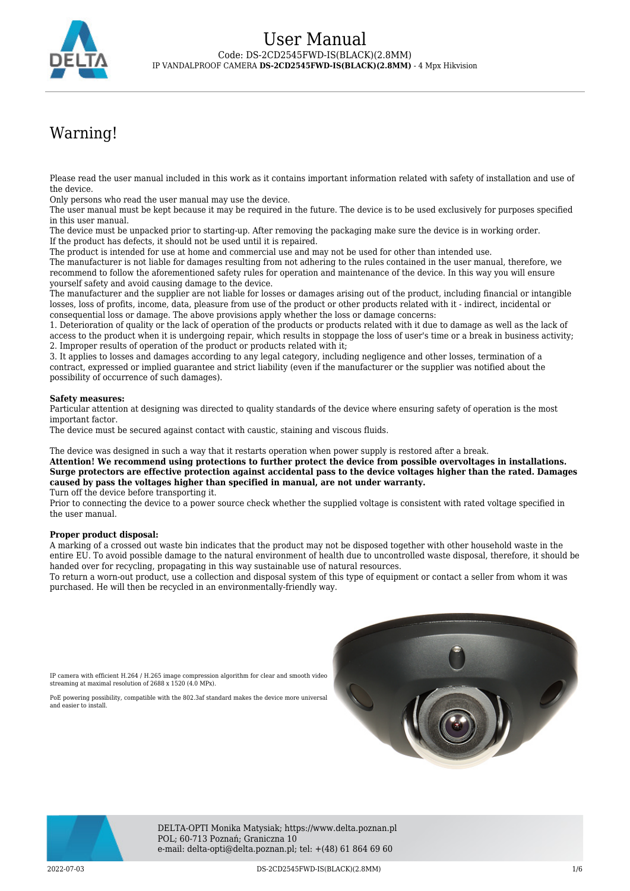# User Manual

Code: DS-2CD2545FWD-IS(BLACK)(2.8MM)

IP VANDALPROOF CAMERA **DS-2CD2545FWD-IS(BLACK)(2.8MM)** - 4 Mpx Hikvision

## Warning!

Please read the user manual included in this work as it contains important information related with safety of installation and use of the device.
Only persons who read the user manual may use the device.
The user manual must be kept because it may be required in the future. The device is to be used exclusively for purposes specified in this user manual.
The device must be unpacked prior to starting-up. After removing the packaging make sure the device is in working order.
If the product has defects, it should not be used until it is repaired.
The product is intended for use at home and commercial use and may not be used for other than intended use.
The manufacturer is not liable for damages resulting from not adhering to the rules contained in the user manual, therefore, we recommend to follow the aforementioned safety rules for operation and maintenance of the device. In this way you will ensure yourself safety and avoid causing damage to the device.
The manufacturer and the supplier are not liable for losses or damages arising out of the product, including financial or intangible losses, loss of profits, income, data, pleasure from use of the product or other products related with it - indirect, incidental or consequential loss or damage. The above provisions apply whether the loss or damage concerns:
1. Deterioration of quality or the lack of operation of the products or products related with it due to damage as well as the lack of access to the product when it is undergoing repair, which results in stoppage the loss of user's time or a break in business activity;
2. Improper results of operation of the product or products related with it;
3. It applies to losses and damages according to any legal category, including negligence and other losses, termination of a contract, expressed or implied guarantee and strict liability (even if the manufacturer or the supplier was notified about the possibility of occurrence of such damages).

**Safety measures:**
Particular attention at designing was directed to quality standards of the device where ensuring safety of operation is the most important factor.
The device must be secured against contact with caustic, staining and viscous fluids.

The device was designed in such a way that it restarts operation when power supply is restored after a break.
**Attention! We recommend using protections to further protect the device from possible overvoltages in installations. Surge protectors are effective protection against accidental pass to the device voltages higher than the rated. Damages caused by pass the voltages higher than specified in manual, are not under warranty.**
Turn off the device before transporting it.
Prior to connecting the device to a power source check whether the supplied voltage is consistent with rated voltage specified in the user manual.

**Proper product disposal:**
A marking of a crossed out waste bin indicates that the product may not be disposed together with other household waste in the entire EU. To avoid possible damage to the natural environment of health due to uncontrolled waste disposal, therefore, it should be handed over for recycling, propagating in this way sustainable use of natural resources.
To return a worn-out product, use a collection and disposal system of this type of equipment or contact a seller from whom it was purchased. He will then be recycled in an environmentally-friendly way.

IP camera with efficient H.264 / H.265 image compression algorithm for clear and smooth video streaming at maximal resolution of 2688 x 1520 (4.0 MPx).

PoE powering possibility, compatible with the 802.3af standard makes the device more universal and easier to install.

DELTA-OPTI Monika Matysiak; https://www.delta.poznan.pl
POL; 60-713 Poznań; Graniczna 10
e-mail: delta-opti@delta.poznan.pl; tel: +(48) 61 864 69 60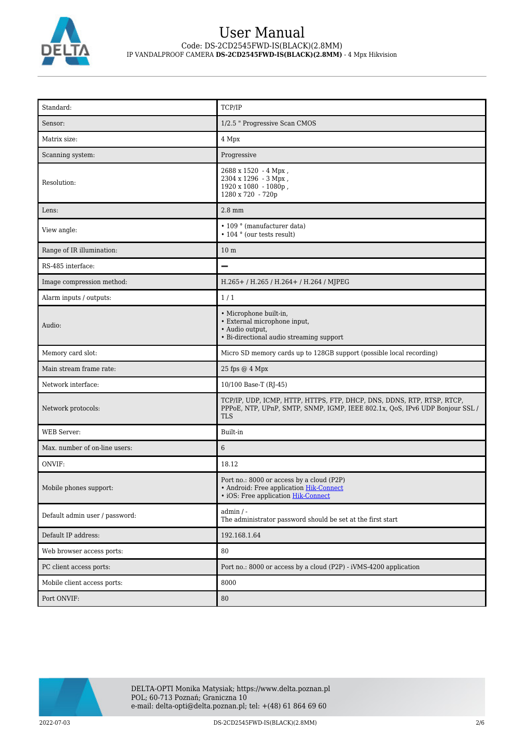| Standard: | TCP/IP |
|---|---|
| Sensor: | 1/2.5 " Progressive Scan CMOS |
| Matrix size: | 4 Mpx |
| Scanning system: | Progressive |
| Resolution: | 2688 x 1520 - 4 Mpx , 2304 x 1296 - 3 Mpx , 1920 x 1080 - 1080p , 1280 x 720 - 720p |
| Lens: | 2.8 mm |
| View angle: | • 109 ° (manufacturer data) • 104 ° (our tests result) |
| Range of IR illumination: | 10 m |
| RS-485 interface: | – |
| Image compression method: | H.265+ / H.265 / H.264+ / H.264 / MJPEG |
| Alarm inputs / outputs: | 1 / 1 |
| Audio: | • Microphone built-in, • External microphone input, • Audio output, • Bi-directional audio streaming support |
| Memory card slot: | Micro SD memory cards up to 128GB support (possible local recording) |
| Main stream frame rate: | 25 fps @ 4 Mpx |
| Network interface: | 10/100 Base-T (RJ-45) |
| Network protocols: | TCP/IP, UDP, ICMP, HTTP, HTTPS, FTP, DHCP, DNS, DDNS, RTP, RTSP, RTCP, PPPoE, NTP, UPnP, SMTP, SNMP, IGMP, IEEE 802.1x, QoS, IPv6 UDP Bonjour SSL / TLS |
| WEB Server: | Built-in |
| Max. number of on-line users: | 6 |
| ONVIF: | 18.12 |
| Mobile phones support: | Port no.: 8000 or access by a cloud (P2P) • Android: Free application Hik-Connect • iOS: Free application Hik-Connect |
| Default admin user / password: | admin / - The administrator password should be set at the first start |
| Default IP address: | 192.168.1.64 |
| Web browser access ports: | 80 |
| PC client access ports: | Port no.: 8000 or access by a cloud (P2P) - iVMS-4200 application |
| Mobile client access ports: | 8000 |
| Port ONVIF: | 80 |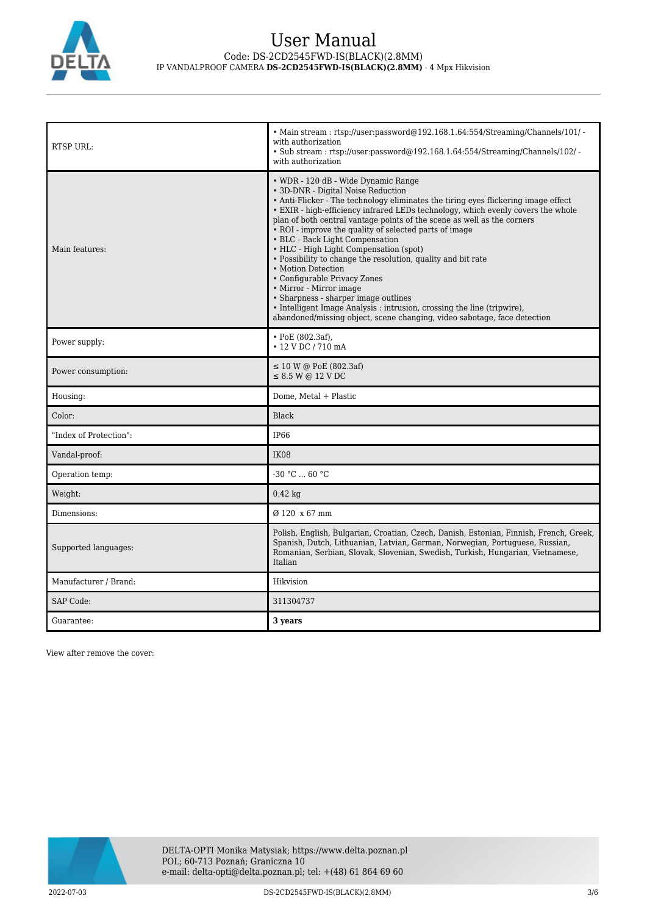| | |
|---|---|
| RTSP URL: | • Main stream : rtsp://user:password@192.168.1.64:554/Streaming/Channels/101/ - with authorization<br>• Sub stream : rtsp://user:password@192.168.1.64:554/Streaming/Channels/102/ - with authorization |
| Main features: | • WDR - 120 dB - Wide Dynamic Range<br>• 3D-DNR - Digital Noise Reduction<br>• Anti-Flicker - The technology eliminates the tiring eyes flickering image effect<br>• EXIR - high-efficiency infrared LEDs technology, which evenly covers the whole plan of both central vantage points of the scene as well as the corners<br>• ROI - improve the quality of selected parts of image<br>• BLC - Back Light Compensation<br>• HLC - High Light Compensation (spot)<br>• Possibility to change the resolution, quality and bit rate<br>• Motion Detection<br>• Configurable Privacy Zones<br>• Mirror - Mirror image<br>• Sharpness - sharper image outlines<br>• Intelligent Image Analysis : intrusion, crossing the line (tripwire), abandoned/missing object, scene changing, video sabotage, face detection |
| Power supply: | • PoE (802.3af),<br>• 12 V DC / 710 mA |
| Power consumption: | ≤ 10 W @ PoE (802.3af)<br>≤ 8.5 W @ 12 V DC |
| Housing: | Dome, Metal + Plastic |
| Color: | Black |
| "Index of Protection": | IP66 |
| Vandal-proof: | IK08 |
| Operation temp: | -30 °C ... 60 °C |
| Weight: | 0.42 kg |
| Dimensions: | Ø 120 x 67 mm |
| Supported languages: | Polish, English, Bulgarian, Croatian, Czech, Danish, Estonian, Finnish, French, Greek, Spanish, Dutch, Lithuanian, Latvian, German, Norwegian, Portuguese, Russian, Romanian, Serbian, Slovak, Slovenian, Swedish, Turkish, Hungarian, Vietnamese, Italian |
| Manufacturer / Brand: | Hikvision |
| SAP Code: | 311304737 |
| Guarantee: | **3 years** |

View after remove the cover: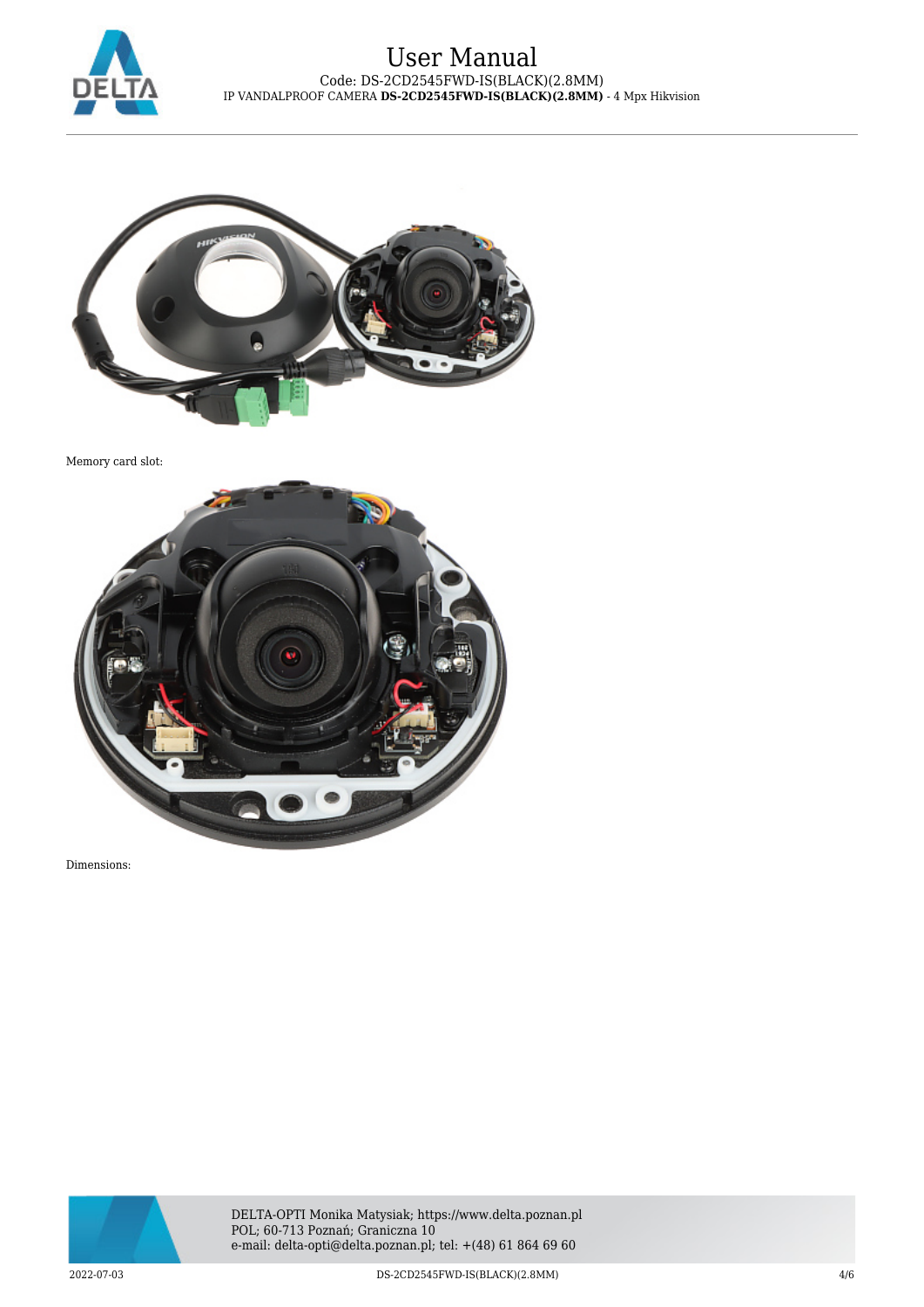Memory card slot:

Dimensions: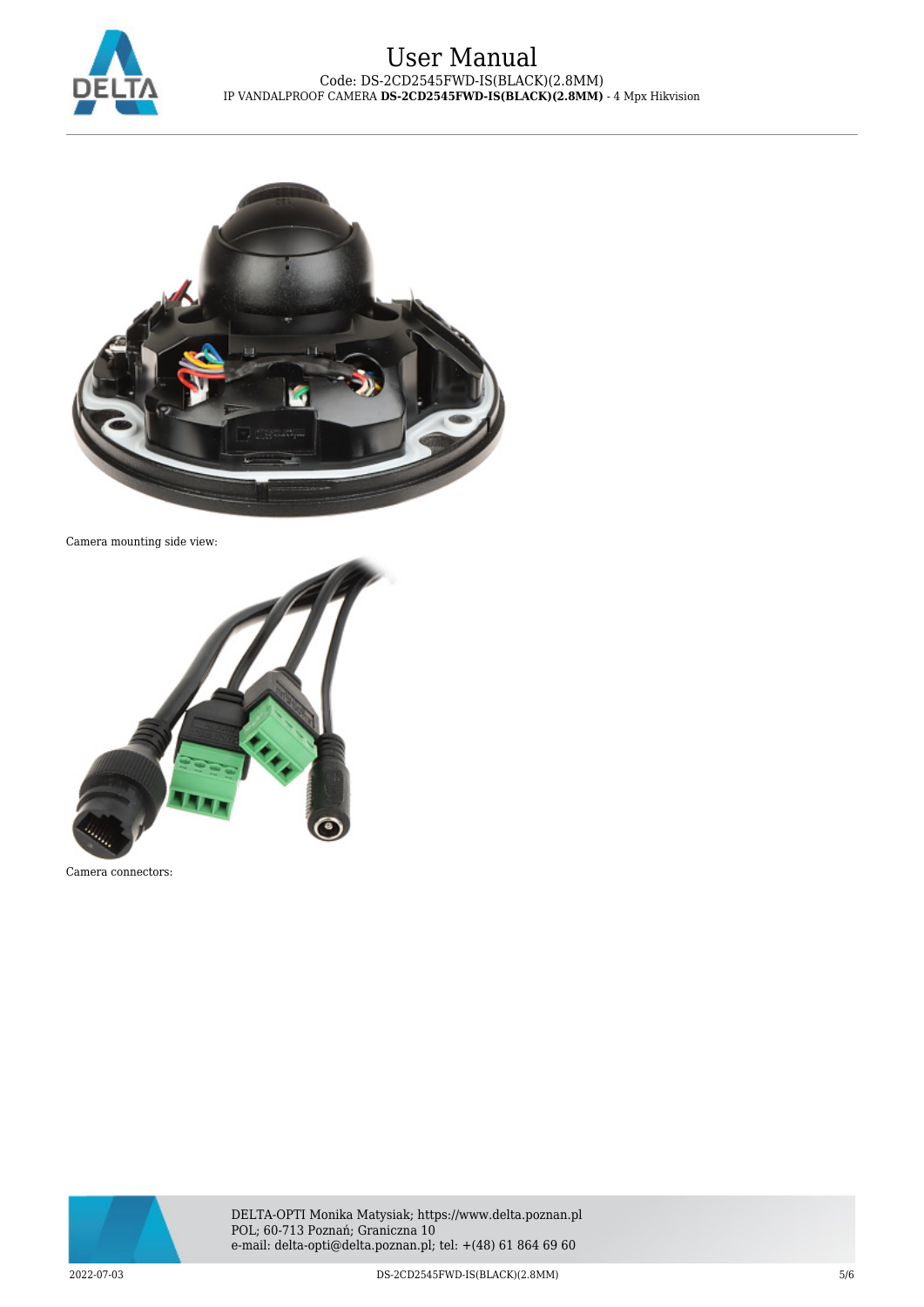Camera mounting side view:

Camera connectors: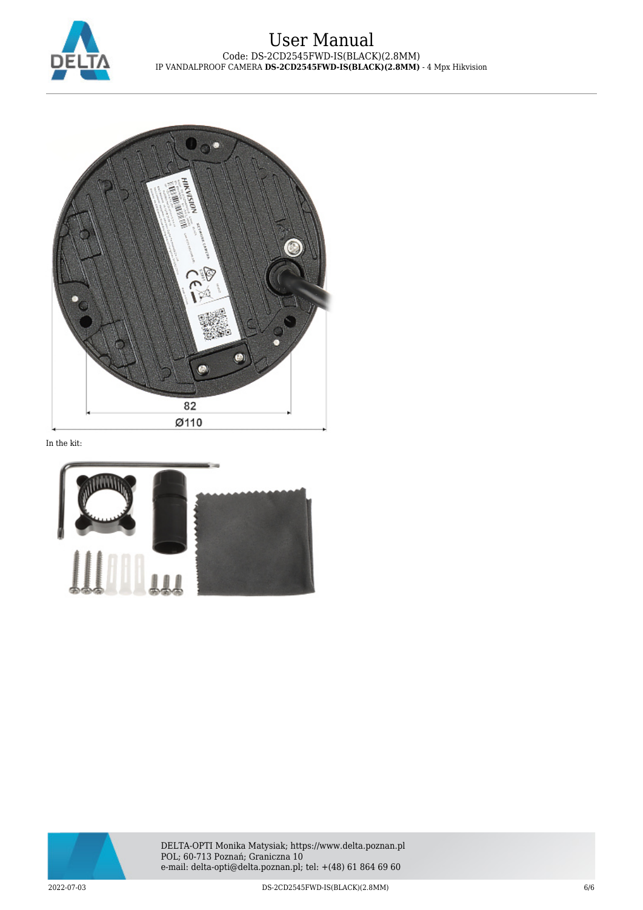82

Ø110

In the kit: